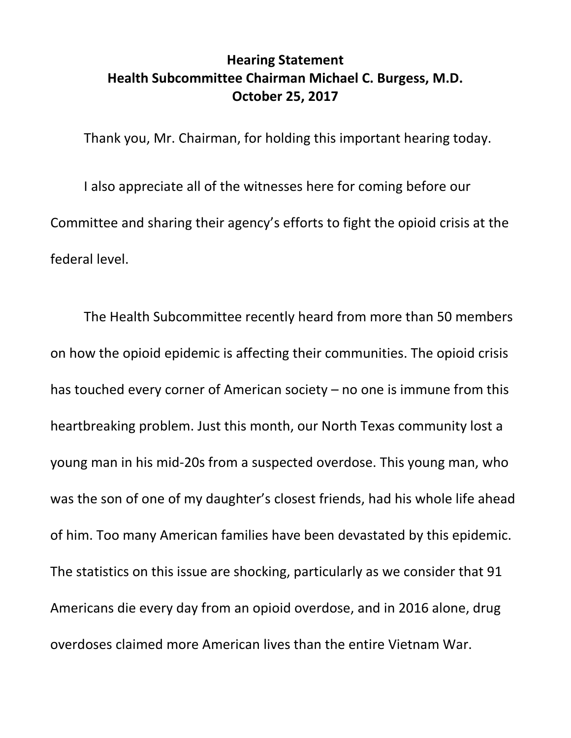**Hearing Statement**
**Health Subcommittee Chairman Michael C. Burgess, M.D.**
**October 25, 2017**

Thank you, Mr. Chairman, for holding this important hearing today.

I also appreciate all of the witnesses here for coming before our Committee and sharing their agency's efforts to fight the opioid crisis at the federal level.

The Health Subcommittee recently heard from more than 50 members on how the opioid epidemic is affecting their communities. The opioid crisis has touched every corner of American society – no one is immune from this heartbreaking problem. Just this month, our North Texas community lost a young man in his mid-20s from a suspected overdose. This young man, who was the son of one of my daughter's closest friends, had his whole life ahead of him. Too many American families have been devastated by this epidemic. The statistics on this issue are shocking, particularly as we consider that 91 Americans die every day from an opioid overdose, and in 2016 alone, drug overdoses claimed more American lives than the entire Vietnam War.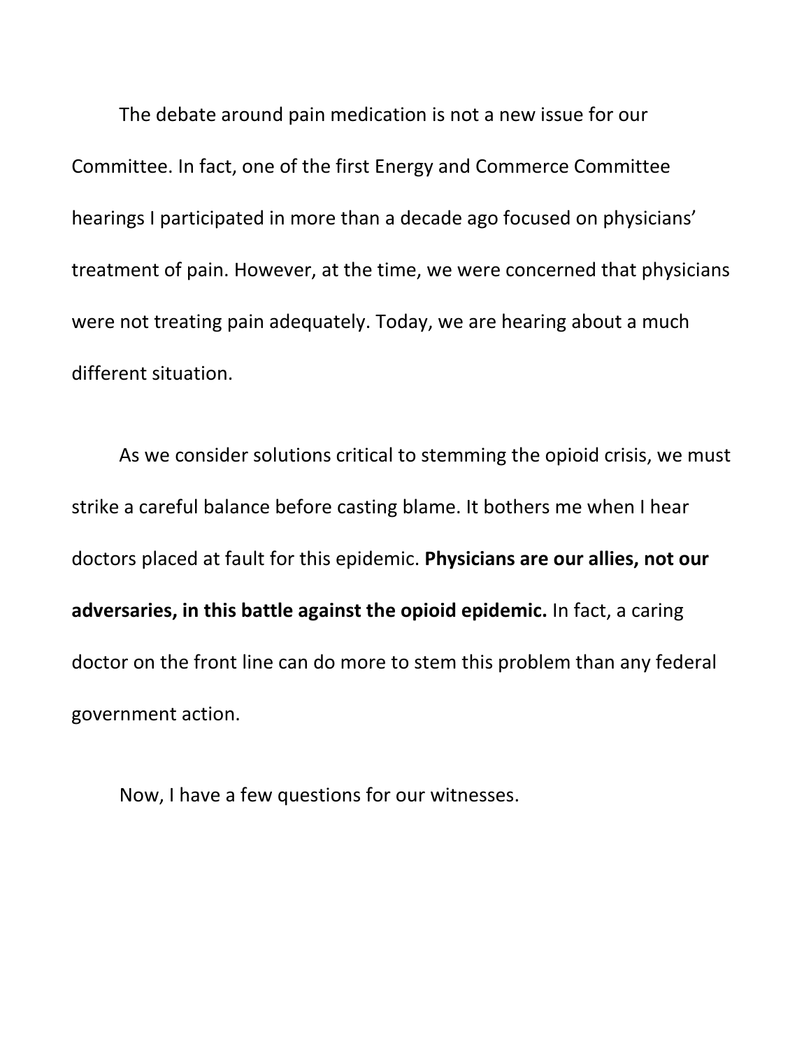The debate around pain medication is not a new issue for our Committee. In fact, one of the first Energy and Commerce Committee hearings I participated in more than a decade ago focused on physicians' treatment of pain. However, at the time, we were concerned that physicians were not treating pain adequately. Today, we are hearing about a much different situation.

As we consider solutions critical to stemming the opioid crisis, we must strike a careful balance before casting blame. It bothers me when I hear doctors placed at fault for this epidemic. **Physicians are our allies, not our adversaries, in this battle against the opioid epidemic.** In fact, a caring doctor on the front line can do more to stem this problem than any federal government action.

Now, I have a few questions for our witnesses.